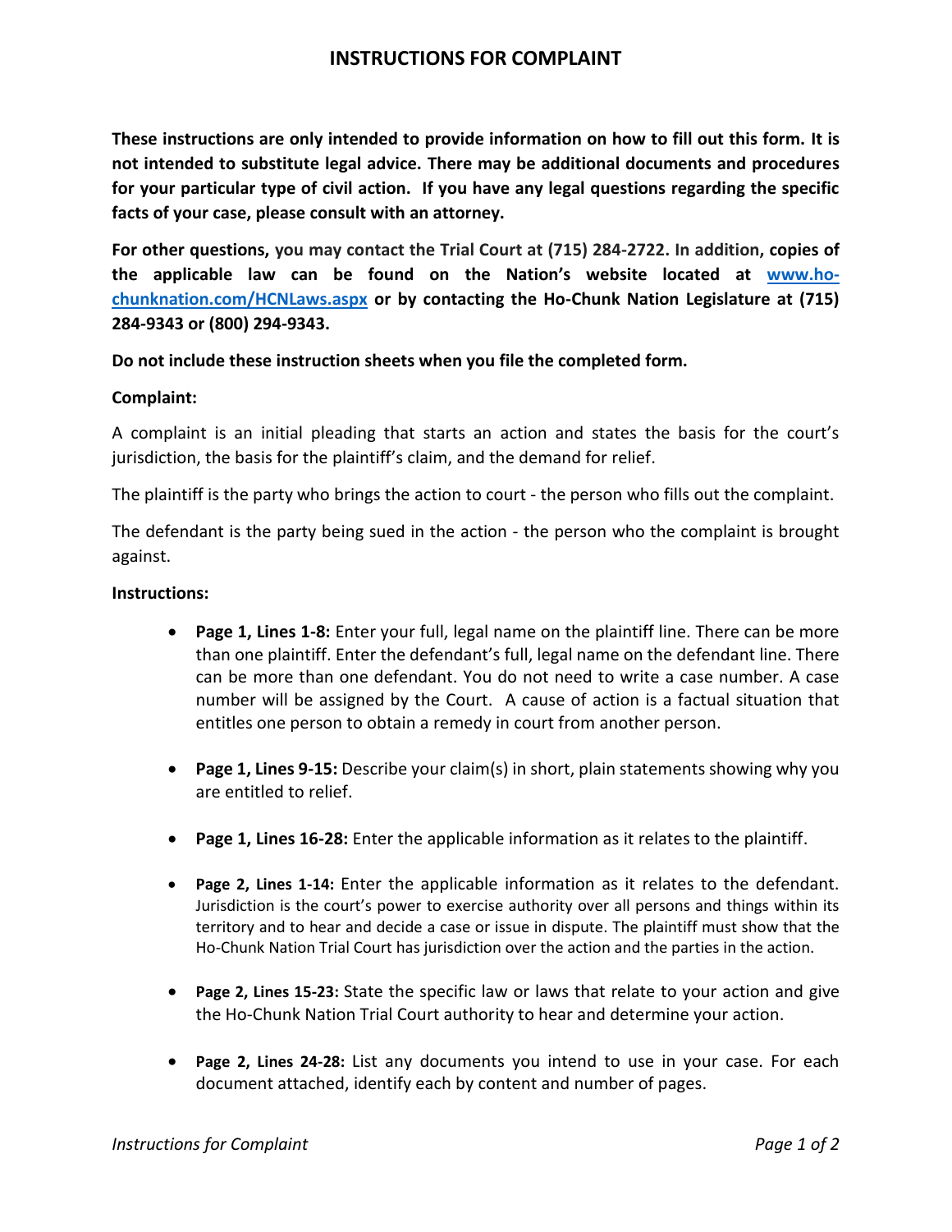# INSTRUCTIONS FOR COMPLAINT

**These instructions are only intended to provide information on how to fill out this form. It is not intended to substitute legal advice. There may be additional documents and procedures for your particular type of civil action. If you have any legal questions regarding the specific facts of your case, please consult with an attorney.**

**For other questions, you may contact the Trial Court at (715) 284-2722. In addition, copies of the applicable law can be found on the Nation's website located at [www.ho-chunknation.com/HCNLaws.aspx](www.ho-chunknation.com/HCNLaws.aspx) or by contacting the Ho-Chunk Nation Legislature at (715) 284-9343 or (800) 294-9343.**

**Do not include these instruction sheets when you file the completed form.**

**Complaint:**

A complaint is an initial pleading that starts an action and states the basis for the court's jurisdiction, the basis for the plaintiff's claim, and the demand for relief.

The plaintiff is the party who brings the action to court - the person who fills out the complaint.

The defendant is the party being sued in the action - the person who the complaint is brought against.

**Instructions:**

- **Page 1, Lines 1-8:** Enter your full, legal name on the plaintiff line. There can be more than one plaintiff. Enter the defendant's full, legal name on the defendant line. There can be more than one defendant. You do not need to write a case number. A case number will be assigned by the Court. A cause of action is a factual situation that entitles one person to obtain a remedy in court from another person.

- **Page 1, Lines 9-15:** Describe your claim(s) in short, plain statements showing why you are entitled to relief.

- **Page 1, Lines 16-28:** Enter the applicable information as it relates to the plaintiff.

- **Page 2, Lines 1-14:** Enter the applicable information as it relates to the defendant. Jurisdiction is the court's power to exercise authority over all persons and things within its territory and to hear and decide a case or issue in dispute. The plaintiff must show that the Ho-Chunk Nation Trial Court has jurisdiction over the action and the parties in the action.

- **Page 2, Lines 15-23:** State the specific law or laws that relate to your action and give the Ho-Chunk Nation Trial Court authority to hear and determine your action.

- **Page 2, Lines 24-28:** List any documents you intend to use in your case. For each document attached, identify each by content and number of pages.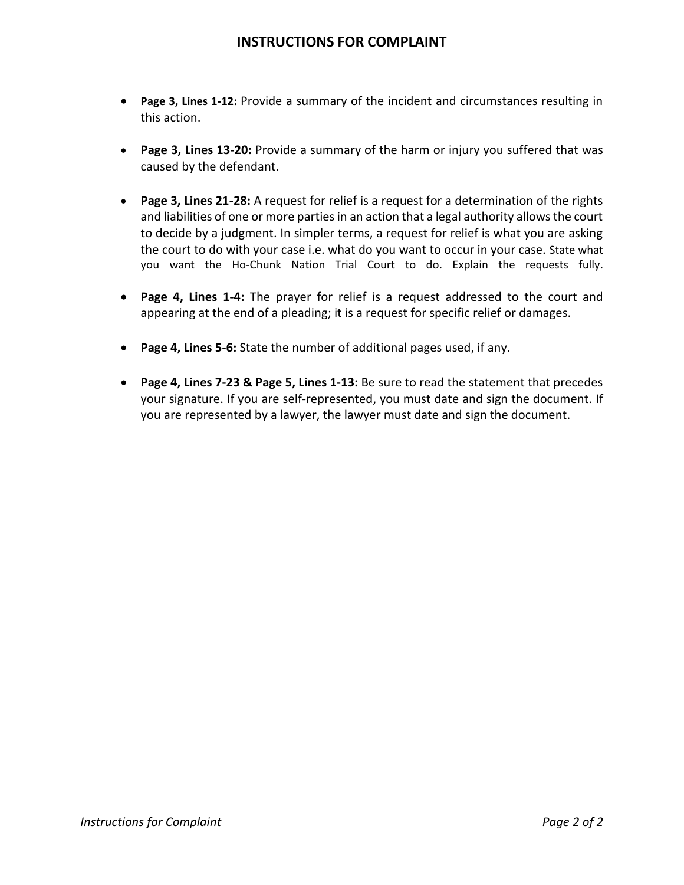## INSTRUCTIONS FOR COMPLAINT

- **Page 3, Lines 1-12:** Provide a summary of the incident and circumstances resulting in this action.
- **Page 3, Lines 13-20:** Provide a summary of the harm or injury you suffered that was caused by the defendant.
- **Page 3, Lines 21-28:** A request for relief is a request for a determination of the rights and liabilities of one or more parties in an action that a legal authority allows the court to decide by a judgment. In simpler terms, a request for relief is what you are asking the court to do with your case i.e. what do you want to occur in your case. State what you want the Ho-Chunk Nation Trial Court to do. Explain the requests fully.
- **Page 4, Lines 1-4:** The prayer for relief is a request addressed to the court and appearing at the end of a pleading; it is a request for specific relief or damages.
- **Page 4, Lines 5-6:** State the number of additional pages used, if any.
- **Page 4, Lines 7-23 & Page 5, Lines 1-13:** Be sure to read the statement that precedes your signature. If you are self-represented, you must date and sign the document. If you are represented by a lawyer, the lawyer must date and sign the document.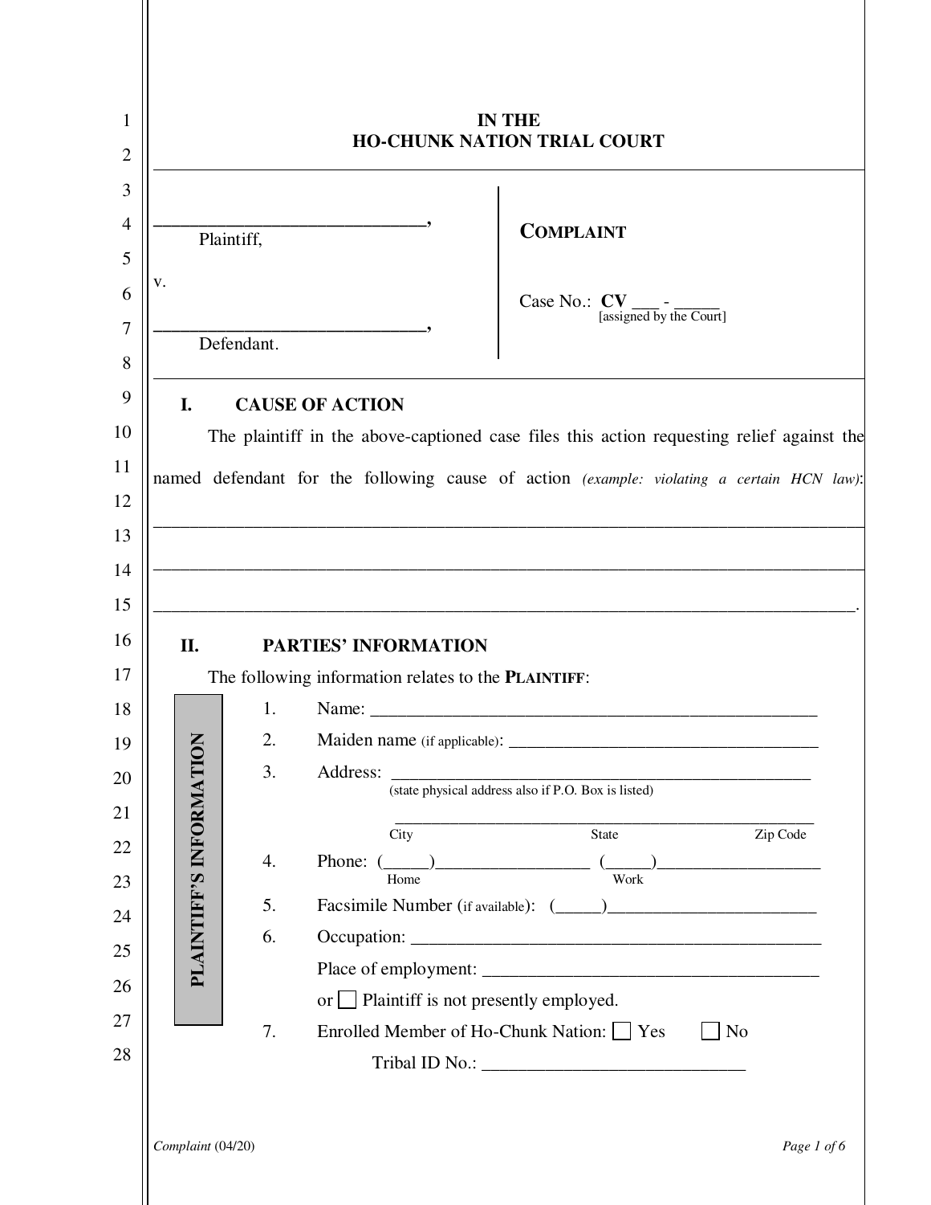# IN THE
# HO-CHUNK NATION TRIAL COURT

______________________________,
Plaintiff,

v.

______________________________,
Defendant.

**COMPLAINT**

Case No.: **CV** ___ - _____
[assigned by the Court]

## I. CAUSE OF ACTION

The plaintiff in the above-captioned case files this action requesting relief against the named defendant for the following cause of action *(example: violating a certain HCN law)*:
______________________________________________________________________________
______________________________________________________________________________
______________________________________________________________________________.

## II. PARTIES' INFORMATION

The following information relates to the **PLAINTIFF**:

**PLAINTIFF'S INFORMATION**

1. Name: ___________________________________________________
2. Maiden name (if applicable): ___________________________________
3. Address: ________________________________________________
(state physical address also if P.O. Box is listed)
________________________________________________
City State Zip Code
4. Phone: (_____)________________ (_____)__________________
Home Work
5. Facsimile Number (if available): (_____)_______________________
6. Occupation: ______________________________________________
Place of employment: _____________________________________
or ☐ Plaintiff is not presently employed.
7. Enrolled Member of Ho-Chunk Nation: ☐ Yes ☐ No
Tribal ID No.: _____________________________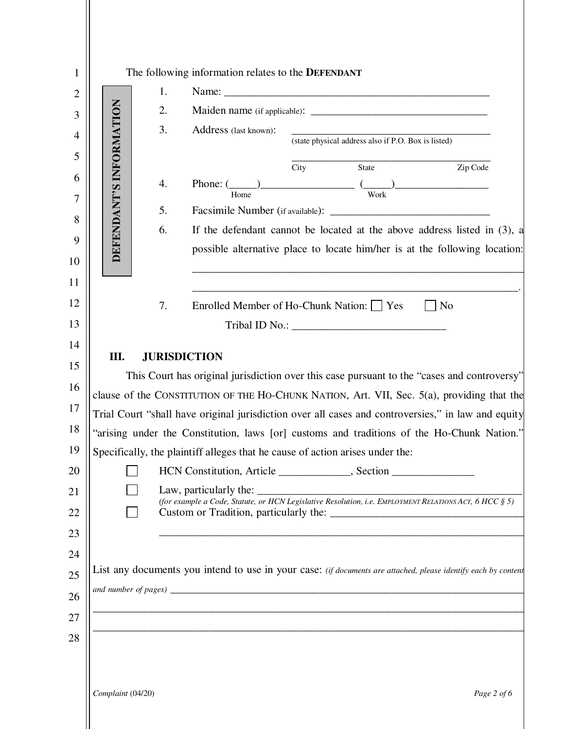The following information relates to the **DEFENDANT**

**DEFENDANT'S INFORMATION**

1. Name: ________________________________________________
2. Maiden name (if applicable): ________________________________
3. Address (last known): ______________________________________
   (state physical address also if P.O. Box is listed)

   ______________________________________
   City State Zip Code
4. Phone: (_____)_________________ (_____)_________________
   Home Work
5. Facsimile Number (if available): ______________________________
6. If the defendant cannot be located at the above address listed in (3), a possible alternative place to locate him/her is at the following location: ______________________________________________________________
   ______________________________________________________________.
7. Enrolled Member of Ho-Chunk Nation: ☐ Yes ☐ No

   Tribal ID No.: ____________________________

## III. JURISDICTION

This Court has original jurisdiction over this case pursuant to the "cases and controversy" clause of the CONSTITUTION OF THE HO-CHUNK NATION, Art. VII, Sec. 5(a), providing that the Trial Court "shall have original jurisdiction over all cases and controversies," in law and equity "arising under the Constitution, laws [or] customs and traditions of the Ho-Chunk Nation." Specifically, the plaintiff alleges that he cause of action arises under the:

☐ HCN Constitution, Article _____________, Section _______________

☐ Law, particularly the: ___________________________________________________
*(for example a Code, Statute, or HCN Legislative Resolution, i.e. EMPLOYMENT RELATIONS ACT, 6 HCC § 5)*

☐ Custom or Tradition, particularly the: ____________________________________
______________________________________________________________________

List any documents you intend to use in your case: *(if documents are attached, please identify each by content and number of pages)* ________________________________________________________________
______________________________________________________________________________
______________________________________________________________________________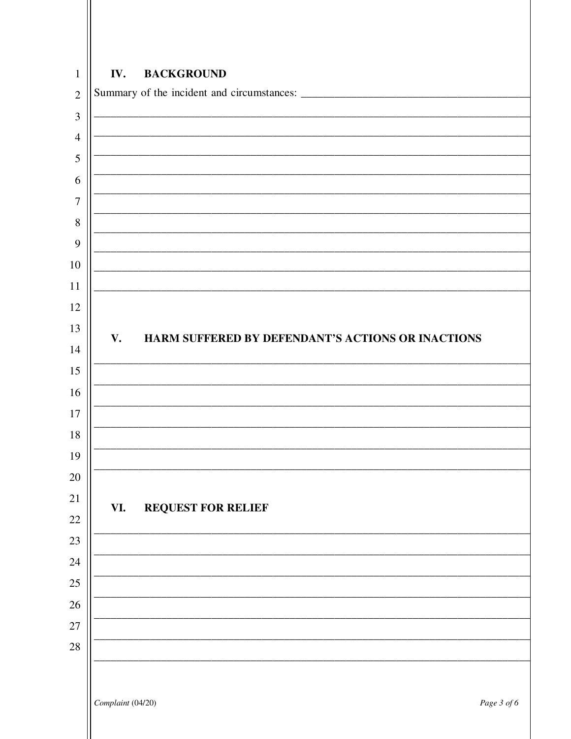## IV. BACKGROUND

Summary of the incident and circumstances: ______________________________________

___________________________________________________________________________

___________________________________________________________________________

___________________________________________________________________________

___________________________________________________________________________

___________________________________________________________________________

___________________________________________________________________________

___________________________________________________________________________

___________________________________________________________________________

___________________________________________________________________________

## V. HARM SUFFERED BY DEFENDANT'S ACTIONS OR INACTIONS

___________________________________________________________________________

___________________________________________________________________________

___________________________________________________________________________

___________________________________________________________________________

___________________________________________________________________________

___________________________________________________________________________

## VI. REQUEST FOR RELIEF

___________________________________________________________________________

___________________________________________________________________________

___________________________________________________________________________

___________________________________________________________________________

___________________________________________________________________________

___________________________________________________________________________

___________________________________________________________________________

*Complaint* (04/20)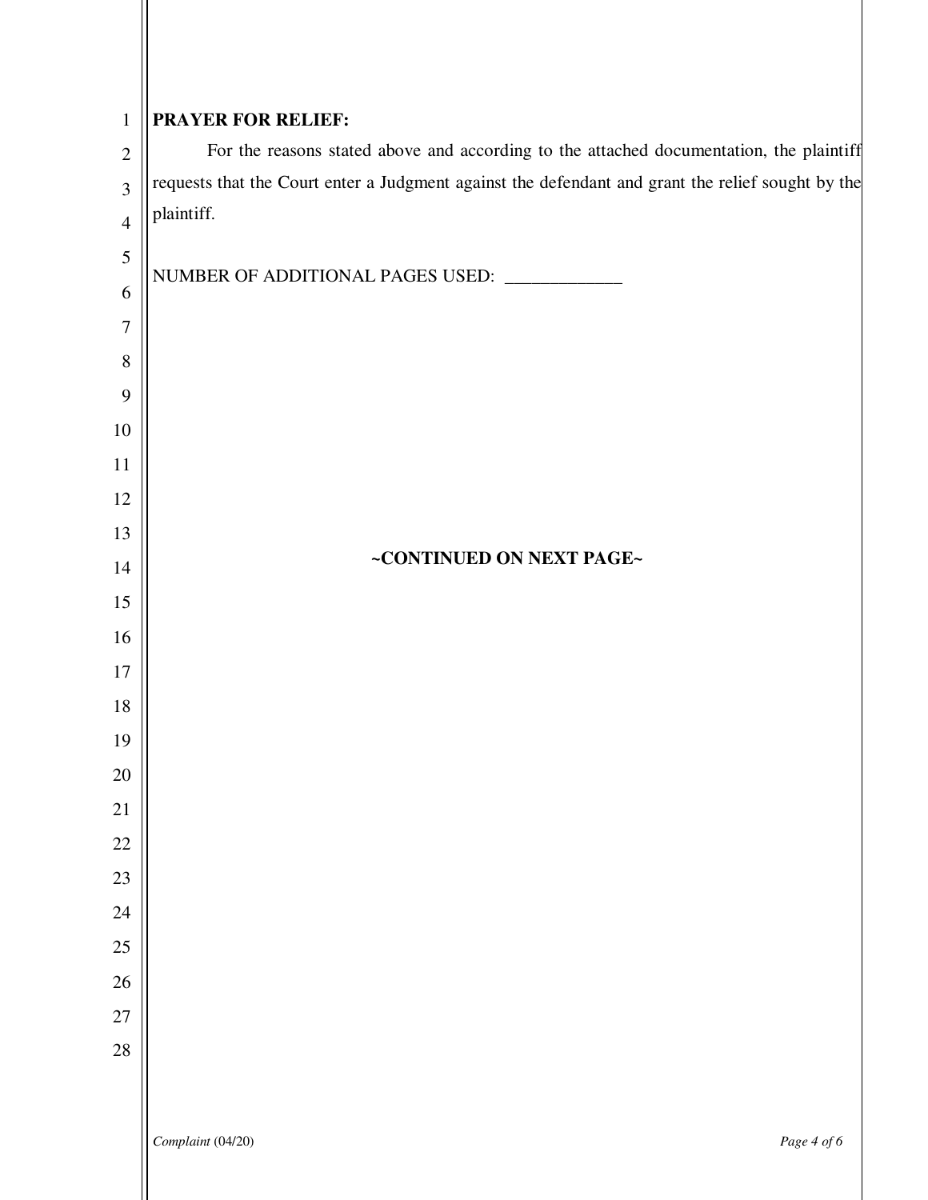**PRAYER FOR RELIEF:**

For the reasons stated above and according to the attached documentation, the plaintiff requests that the Court enter a Judgment against the defendant and grant the relief sought by the plaintiff.

NUMBER OF ADDITIONAL PAGES USED: _____________

**~CONTINUED ON NEXT PAGE~**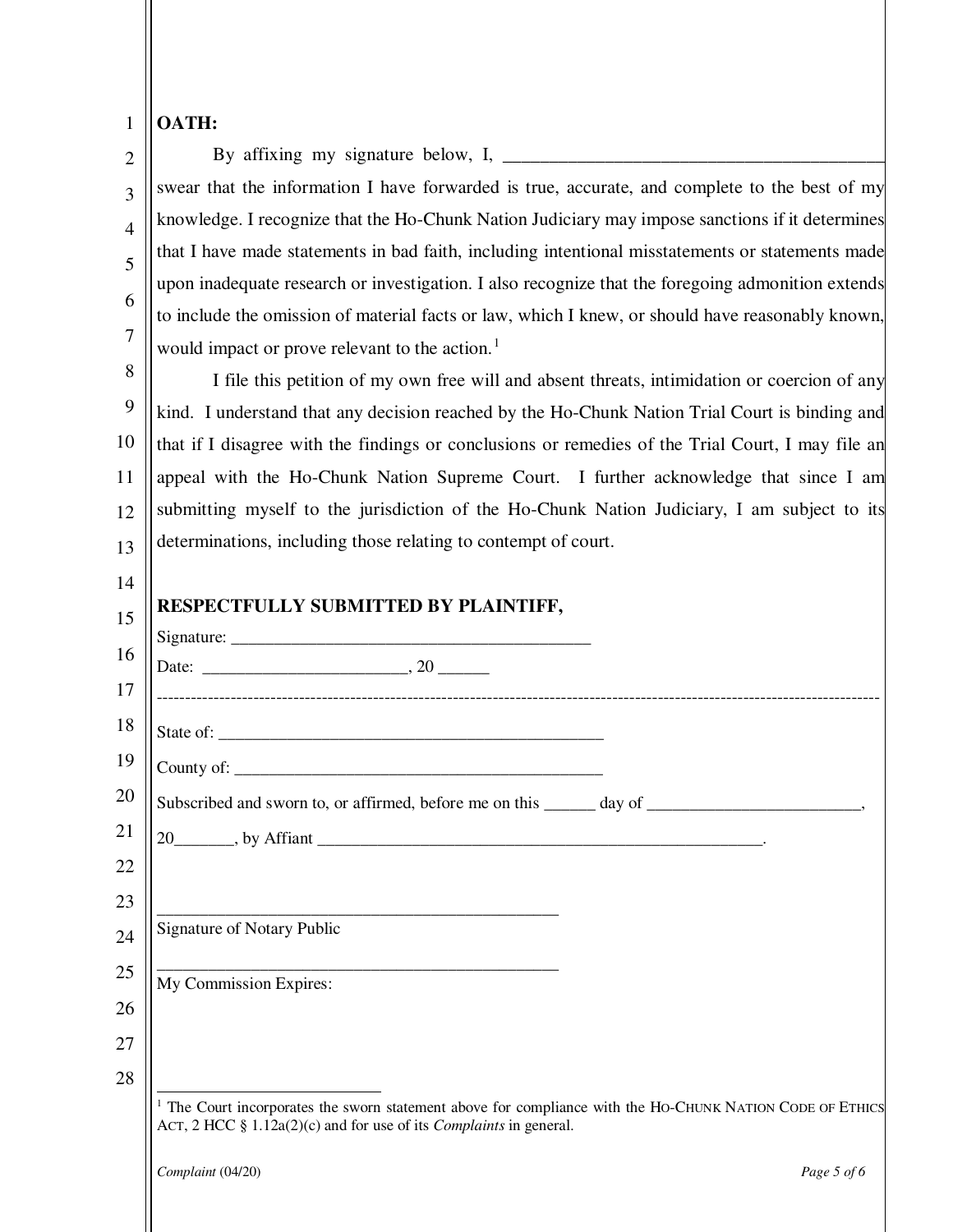**OATH:**

By affixing my signature below, I, ___________________________________________ swear that the information I have forwarded is true, accurate, and complete to the best of my knowledge. I recognize that the Ho-Chunk Nation Judiciary may impose sanctions if it determines that I have made statements in bad faith, including intentional misstatements or statements made upon inadequate research or investigation. I also recognize that the foregoing admonition extends to include the omission of material facts or law, which I knew, or should have reasonably known, would impact or prove relevant to the action.[1]

I file this petition of my own free will and absent threats, intimidation or coercion of any kind. I understand that any decision reached by the Ho-Chunk Nation Trial Court is binding and that if I disagree with the findings or conclusions or remedies of the Trial Court, I may file an appeal with the Ho-Chunk Nation Supreme Court. I further acknowledge that since I am submitting myself to the jurisdiction of the Ho-Chunk Nation Judiciary, I am subject to its determinations, including those relating to contempt of court.

**RESPECTFULLY SUBMITTED BY PLAINTIFF,**

Signature: ___________________________________________

Date: ________________________, 20 ______

---

State of: ______________________________________________

County of: ____________________________________________

Subscribed and sworn to, or affirmed, before me on this ______ day of _________________________, 20_______, by Affiant ______________________________________________________.

_________________________________________________

Signature of Notary Public

_________________________________________________

My Commission Expires:

[1] The Court incorporates the sworn statement above for compliance with the HO-CHUNK NATION CODE OF ETHICS ACT, 2 HCC § 1.12a(2)(c) and for use of its *Complaints* in general.

*Complaint* (04/20)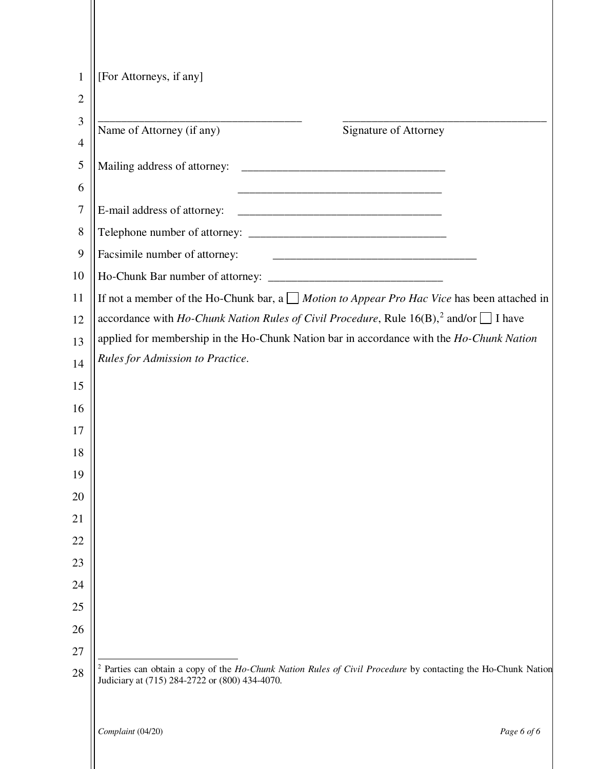[For Attorneys, if any]

_________________________________ Name of Attorney (if any)

_________________________________ Signature of Attorney

Mailing address of attorney: _________________________________

_________________________________

E-mail address of attorney: _________________________________

Telephone number of attorney: _________________________________

Facsimile number of attorney: _________________________________

Ho-Chunk Bar number of attorney: _____________________________

If not a member of the Ho-Chunk bar, a ☐ *Motion to Appear Pro Hac Vice* has been attached in accordance with *Ho-Chunk Nation Rules of Civil Procedure*, Rule 16(B),[2] and/or ☐ I have applied for membership in the Ho-Chunk Nation bar in accordance with the *Ho-Chunk Nation Rules for Admission to Practice*.

---

[2] Parties can obtain a copy of the *Ho-Chunk Nation Rules of Civil Procedure* by contacting the Ho-Chunk Nation Judiciary at (715) 284-2722 or (800) 434-4070.